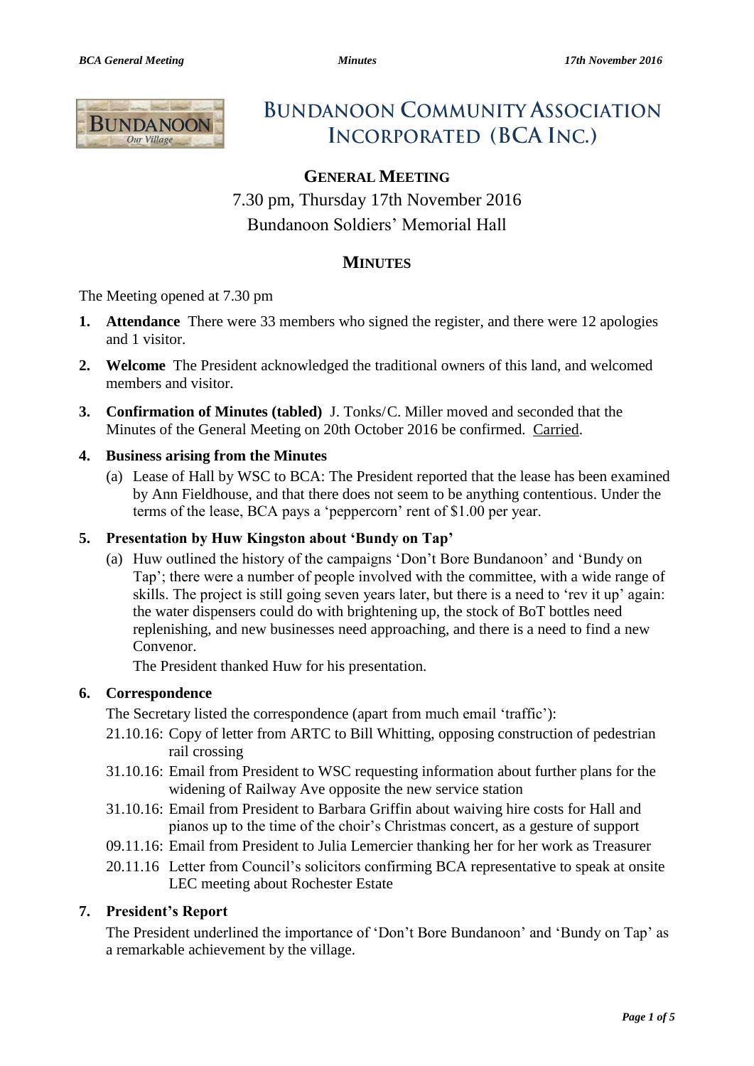# BUNDANOON COMMUNITY ASSOCIATION INCORPORATED (BCA INC.)

## GENERAL MEETING

7.30 pm, Thursday 17th November 2016

Bundanoon Soldiers' Memorial Hall

## MINUTES

The Meeting opened at 7.30 pm

1. **Attendance** There were 33 members who signed the register, and there were 12 apologies and 1 visitor.

2. **Welcome** The President acknowledged the traditional owners of this land, and welcomed members and visitor.

3. **Confirmation of Minutes (tabled)** J. Tonks/C. Miller moved and seconded that the Minutes of the General Meeting on 20th October 2016 be confirmed. Carried.

4. **Business arising from the Minutes**
   (a) Lease of Hall by WSC to BCA: The President reported that the lease has been examined by Ann Fieldhouse, and that there does not seem to be anything contentious. Under the terms of the lease, BCA pays a 'peppercorn' rent of $1.00 per year.

5. **Presentation by Huw Kingston about 'Bundy on Tap'**
   (a) Huw outlined the history of the campaigns 'Don't Bore Bundanoon' and 'Bundy on Tap'; there were a number of people involved with the committee, with a wide range of skills. The project is still going seven years later, but there is a need to 'rev it up' again: the water dispensers could do with brightening up, the stock of BoT bottles need replenishing, and new businesses need approaching, and there is a need to find a new Convenor.

   The President thanked Huw for his presentation.

6. **Correspondence**

   The Secretary listed the correspondence (apart from much email 'traffic'):

   21.10.16: Copy of letter from ARTC to Bill Whitting, opposing construction of pedestrian rail crossing

   31.10.16: Email from President to WSC requesting information about further plans for the widening of Railway Ave opposite the new service station

   31.10.16: Email from President to Barbara Griffin about waiving hire costs for Hall and pianos up to the time of the choir's Christmas concert, as a gesture of support

   09.11.16: Email from President to Julia Lemercier thanking her for her work as Treasurer

   20.11.16 Letter from Council's solicitors confirming BCA representative to speak at onsite LEC meeting about Rochester Estate

7. **President's Report**

   The President underlined the importance of 'Don't Bore Bundanoon' and 'Bundy on Tap' as a remarkable achievement by the village.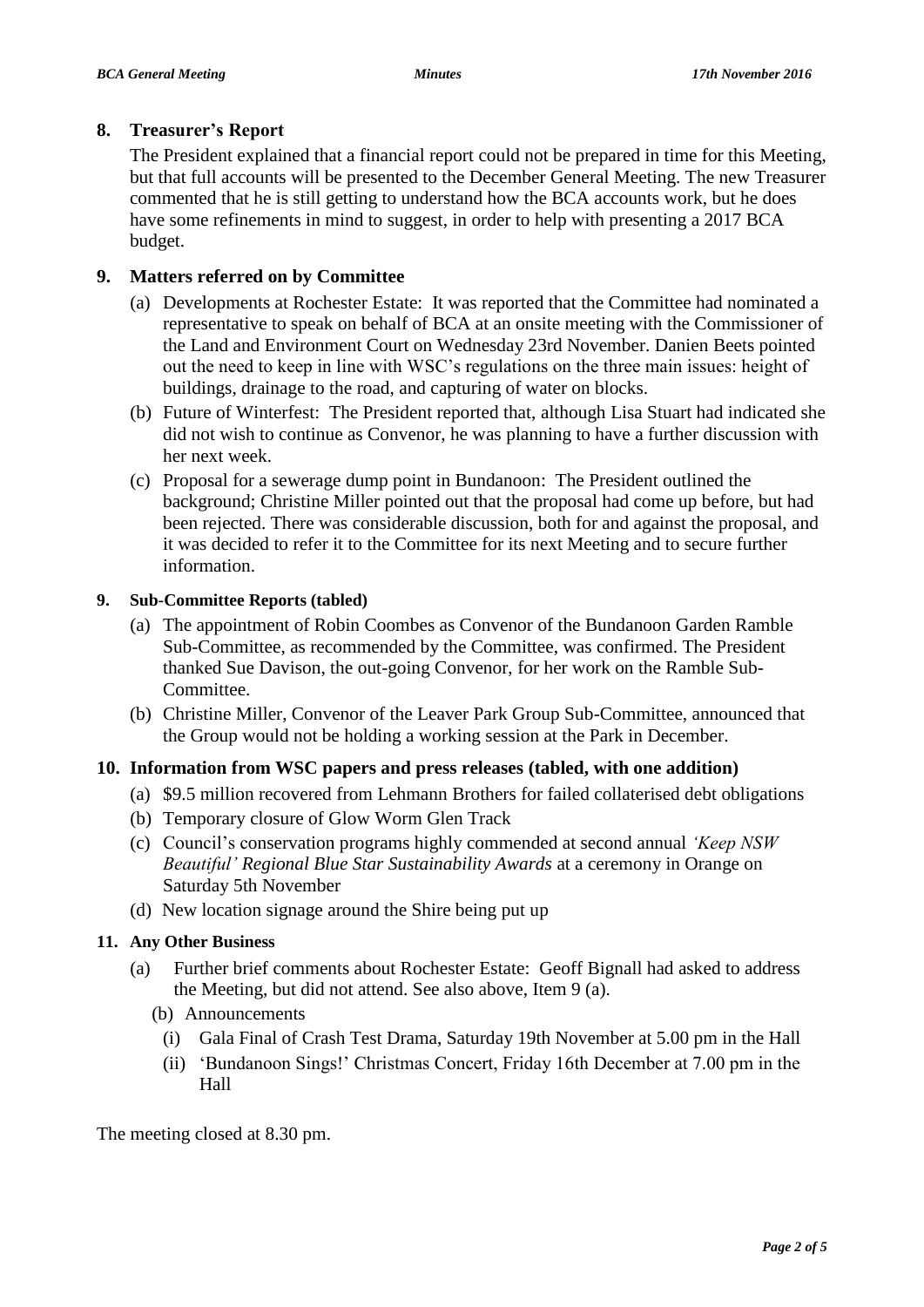## 8. Treasurer's Report

The President explained that a financial report could not be prepared in time for this Meeting, but that full accounts will be presented to the December General Meeting. The new Treasurer commented that he is still getting to understand how the BCA accounts work, but he does have some refinements in mind to suggest, in order to help with presenting a 2017 BCA budget.

## 9. Matters referred on by Committee

(a) Developments at Rochester Estate: It was reported that the Committee had nominated a representative to speak on behalf of BCA at an onsite meeting with the Commissioner of the Land and Environment Court on Wednesday 23rd November. Danien Beets pointed out the need to keep in line with WSC's regulations on the three main issues: height of buildings, drainage to the road, and capturing of water on blocks.

(b) Future of Winterfest: The President reported that, although Lisa Stuart had indicated she did not wish to continue as Convenor, he was planning to have a further discussion with her next week.

(c) Proposal for a sewerage dump point in Bundanoon: The President outlined the background; Christine Miller pointed out that the proposal had come up before, but had been rejected. There was considerable discussion, both for and against the proposal, and it was decided to refer it to the Committee for its next Meeting and to secure further information.

### 9. Sub-Committee Reports (tabled)

(a) The appointment of Robin Coombes as Convenor of the Bundanoon Garden Ramble Sub-Committee, as recommended by the Committee, was confirmed. The President thanked Sue Davison, the out-going Convenor, for her work on the Ramble Sub-Committee.

(b) Christine Miller, Convenor of the Leaver Park Group Sub-Committee, announced that the Group would not be holding a working session at the Park in December.

## 10. Information from WSC papers and press releases (tabled, with one addition)

(a) $9.5 million recovered from Lehmann Brothers for failed collaterised debt obligations

(b) Temporary closure of Glow Worm Glen Track

(c) Council's conservation programs highly commended at second annual *'Keep NSW Beautiful' Regional Blue Star Sustainability Awards* at a ceremony in Orange on Saturday 5th November

(d) New location signage around the Shire being put up

### 11. Any Other Business

(a) Further brief comments about Rochester Estate: Geoff Bignall had asked to address the Meeting, but did not attend. See also above, Item 9 (a).

(b) Announcements

(i) Gala Final of Crash Test Drama, Saturday 19th November at 5.00 pm in the Hall

(ii) 'Bundanoon Sings!' Christmas Concert, Friday 16th December at 7.00 pm in the Hall

The meeting closed at 8.30 pm.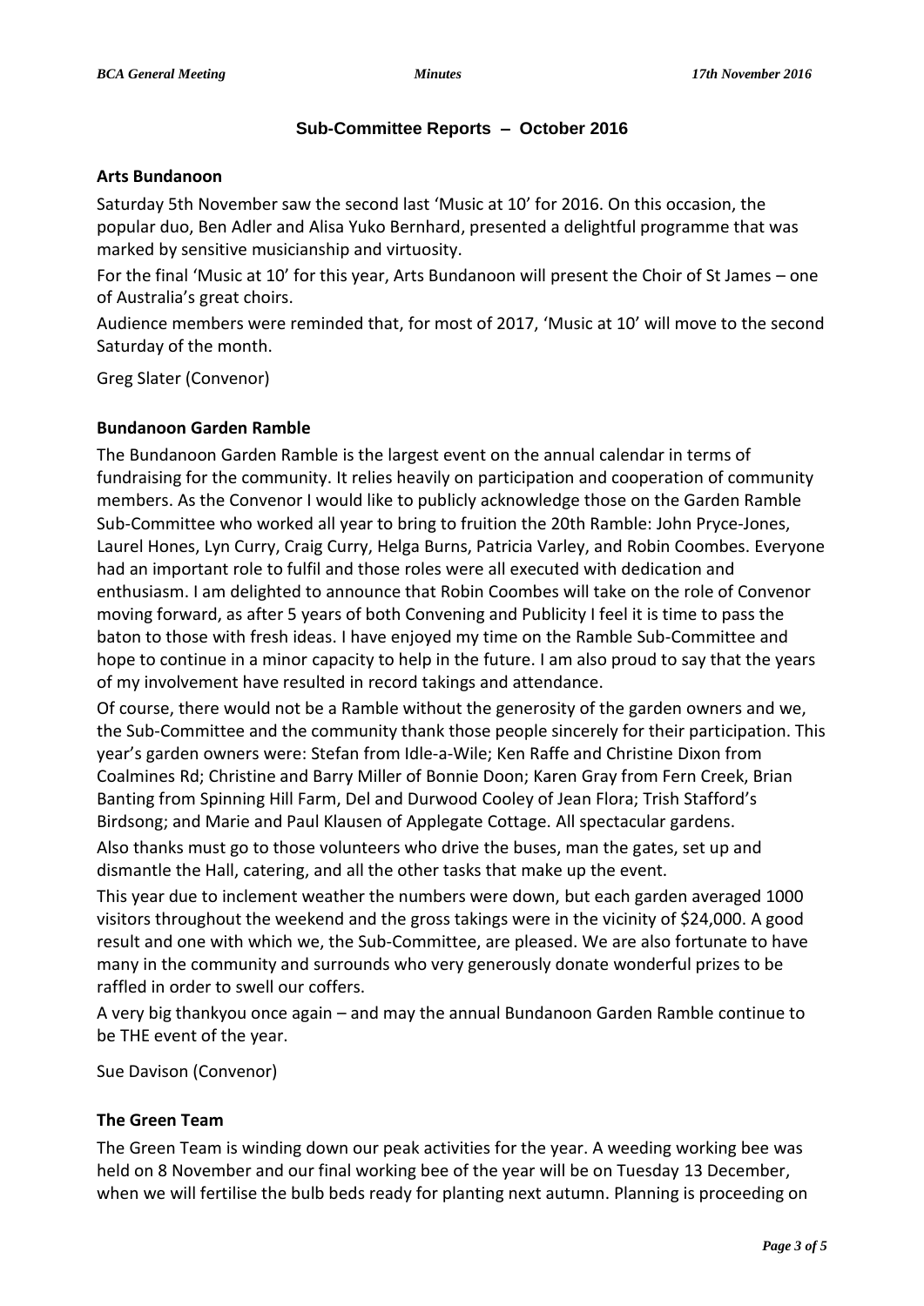## Sub-Committee Reports – October 2016

### Arts Bundanoon

Saturday 5th November saw the second last 'Music at 10' for 2016. On this occasion, the popular duo, Ben Adler and Alisa Yuko Bernhard, presented a delightful programme that was marked by sensitive musicianship and virtuosity.

For the final 'Music at 10' for this year, Arts Bundanoon will present the Choir of St James – one of Australia's great choirs.

Audience members were reminded that, for most of 2017, 'Music at 10' will move to the second Saturday of the month.

Greg Slater (Convenor)

### Bundanoon Garden Ramble

The Bundanoon Garden Ramble is the largest event on the annual calendar in terms of fundraising for the community. It relies heavily on participation and cooperation of community members. As the Convenor I would like to publicly acknowledge those on the Garden Ramble Sub-Committee who worked all year to bring to fruition the 20th Ramble: John Pryce-Jones, Laurel Hones, Lyn Curry, Craig Curry, Helga Burns, Patricia Varley, and Robin Coombes. Everyone had an important role to fulfil and those roles were all executed with dedication and enthusiasm. I am delighted to announce that Robin Coombes will take on the role of Convenor moving forward, as after 5 years of both Convening and Publicity I feel it is time to pass the baton to those with fresh ideas. I have enjoyed my time on the Ramble Sub-Committee and hope to continue in a minor capacity to help in the future. I am also proud to say that the years of my involvement have resulted in record takings and attendance.

Of course, there would not be a Ramble without the generosity of the garden owners and we, the Sub-Committee and the community thank those people sincerely for their participation. This year's garden owners were: Stefan from Idle-a-Wile; Ken Raffe and Christine Dixon from Coalmines Rd; Christine and Barry Miller of Bonnie Doon; Karen Gray from Fern Creek, Brian Banting from Spinning Hill Farm, Del and Durwood Cooley of Jean Flora; Trish Stafford's Birdsong; and Marie and Paul Klausen of Applegate Cottage. All spectacular gardens.

Also thanks must go to those volunteers who drive the buses, man the gates, set up and dismantle the Hall, catering, and all the other tasks that make up the event.

This year due to inclement weather the numbers were down, but each garden averaged 1000 visitors throughout the weekend and the gross takings were in the vicinity of $24,000. A good result and one with which we, the Sub-Committee, are pleased. We are also fortunate to have many in the community and surrounds who very generously donate wonderful prizes to be raffled in order to swell our coffers.

A very big thankyou once again – and may the annual Bundanoon Garden Ramble continue to be THE event of the year.

Sue Davison (Convenor)

### The Green Team

The Green Team is winding down our peak activities for the year. A weeding working bee was held on 8 November and our final working bee of the year will be on Tuesday 13 December, when we will fertilise the bulb beds ready for planting next autumn. Planning is proceeding on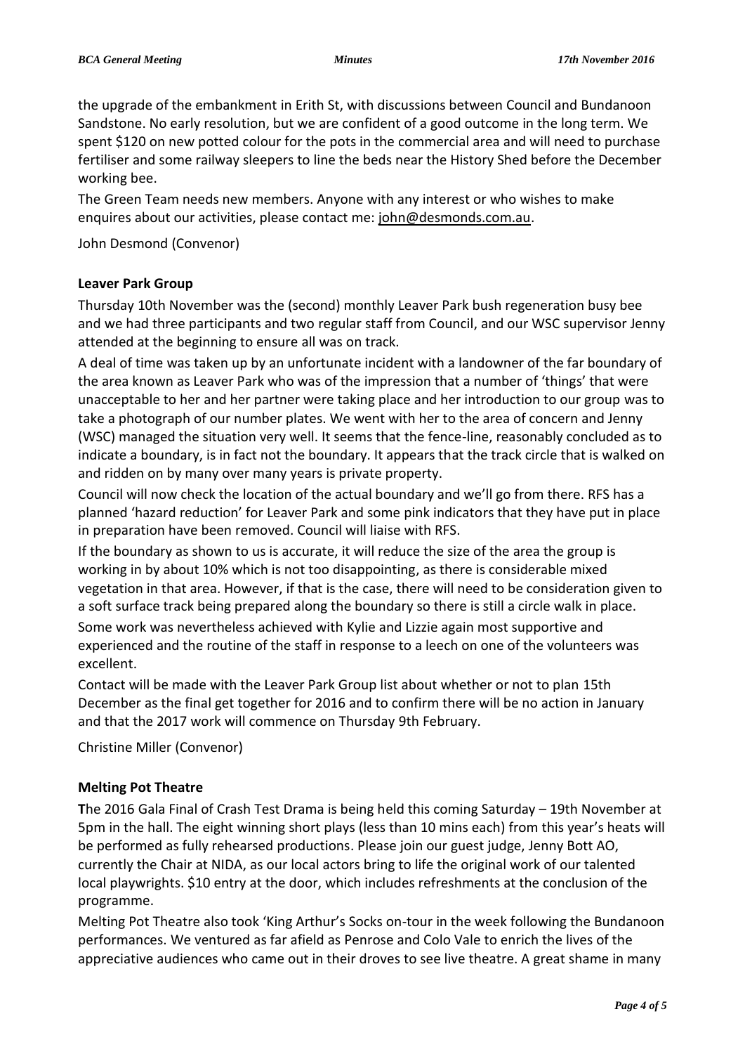the upgrade of the embankment in Erith St, with discussions between Council and Bundanoon Sandstone. No early resolution, but we are confident of a good outcome in the long term. We spent $120 on new potted colour for the pots in the commercial area and will need to purchase fertiliser and some railway sleepers to line the beds near the History Shed before the December working bee.

The Green Team needs new members. Anyone with any interest or who wishes to make enquires about our activities, please contact me: john@desmonds.com.au.

John Desmond (Convenor)

**Leaver Park Group**

Thursday 10th November was the (second) monthly Leaver Park bush regeneration busy bee and we had three participants and two regular staff from Council, and our WSC supervisor Jenny attended at the beginning to ensure all was on track.

A deal of time was taken up by an unfortunate incident with a landowner of the far boundary of the area known as Leaver Park who was of the impression that a number of 'things' that were unacceptable to her and her partner were taking place and her introduction to our group was to take a photograph of our number plates. We went with her to the area of concern and Jenny (WSC) managed the situation very well. It seems that the fence-line, reasonably concluded as to indicate a boundary, is in fact not the boundary. It appears that the track circle that is walked on and ridden on by many over many years is private property.

Council will now check the location of the actual boundary and we'll go from there. RFS has a planned 'hazard reduction' for Leaver Park and some pink indicators that they have put in place in preparation have been removed. Council will liaise with RFS.

If the boundary as shown to us is accurate, it will reduce the size of the area the group is working in by about 10% which is not too disappointing, as there is considerable mixed vegetation in that area. However, if that is the case, there will need to be consideration given to a soft surface track being prepared along the boundary so there is still a circle walk in place.

Some work was nevertheless achieved with Kylie and Lizzie again most supportive and experienced and the routine of the staff in response to a leech on one of the volunteers was excellent.

Contact will be made with the Leaver Park Group list about whether or not to plan 15th December as the final get together for 2016 and to confirm there will be no action in January and that the 2017 work will commence on Thursday 9th February.

Christine Miller (Convenor)

**Melting Pot Theatre**

**T**he 2016 Gala Final of Crash Test Drama is being held this coming Saturday – 19th November at 5pm in the hall. The eight winning short plays (less than 10 mins each) from this year's heats will be performed as fully rehearsed productions. Please join our guest judge, Jenny Bott AO, currently the Chair at NIDA, as our local actors bring to life the original work of our talented local playwrights. $10 entry at the door, which includes refreshments at the conclusion of the programme.

Melting Pot Theatre also took 'King Arthur's Socks on-tour in the week following the Bundanoon performances. We ventured as far afield as Penrose and Colo Vale to enrich the lives of the appreciative audiences who came out in their droves to see live theatre. A great shame in many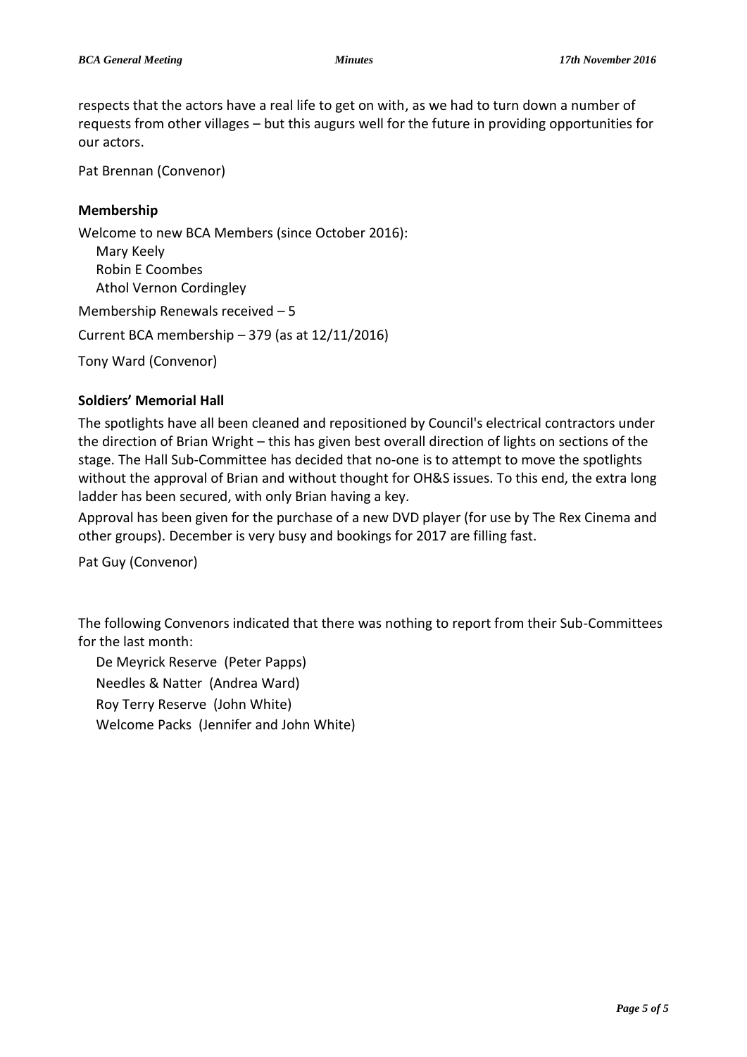respects that the actors have a real life to get on with, as we had to turn down a number of requests from other villages – but this augurs well for the future in providing opportunities for our actors.

Pat Brennan (Convenor)

**Membership**

Welcome to new BCA Members (since October 2016):

Mary Keely
Robin E Coombes
Athol Vernon Cordingley

Membership Renewals received – 5

Current BCA membership – 379 (as at 12/11/2016)

Tony Ward (Convenor)

**Soldiers' Memorial Hall**

The spotlights have all been cleaned and repositioned by Council's electrical contractors under the direction of Brian Wright – this has given best overall direction of lights on sections of the stage. The Hall Sub-Committee has decided that no-one is to attempt to move the spotlights without the approval of Brian and without thought for OH&S issues. To this end, the extra long ladder has been secured, with only Brian having a key.

Approval has been given for the purchase of a new DVD player (for use by The Rex Cinema and other groups). December is very busy and bookings for 2017 are filling fast.

Pat Guy (Convenor)

The following Convenors indicated that there was nothing to report from their Sub-Committees for the last month:

De Meyrick Reserve (Peter Papps)
Needles & Natter (Andrea Ward)
Roy Terry Reserve (John White)
Welcome Packs (Jennifer and John White)